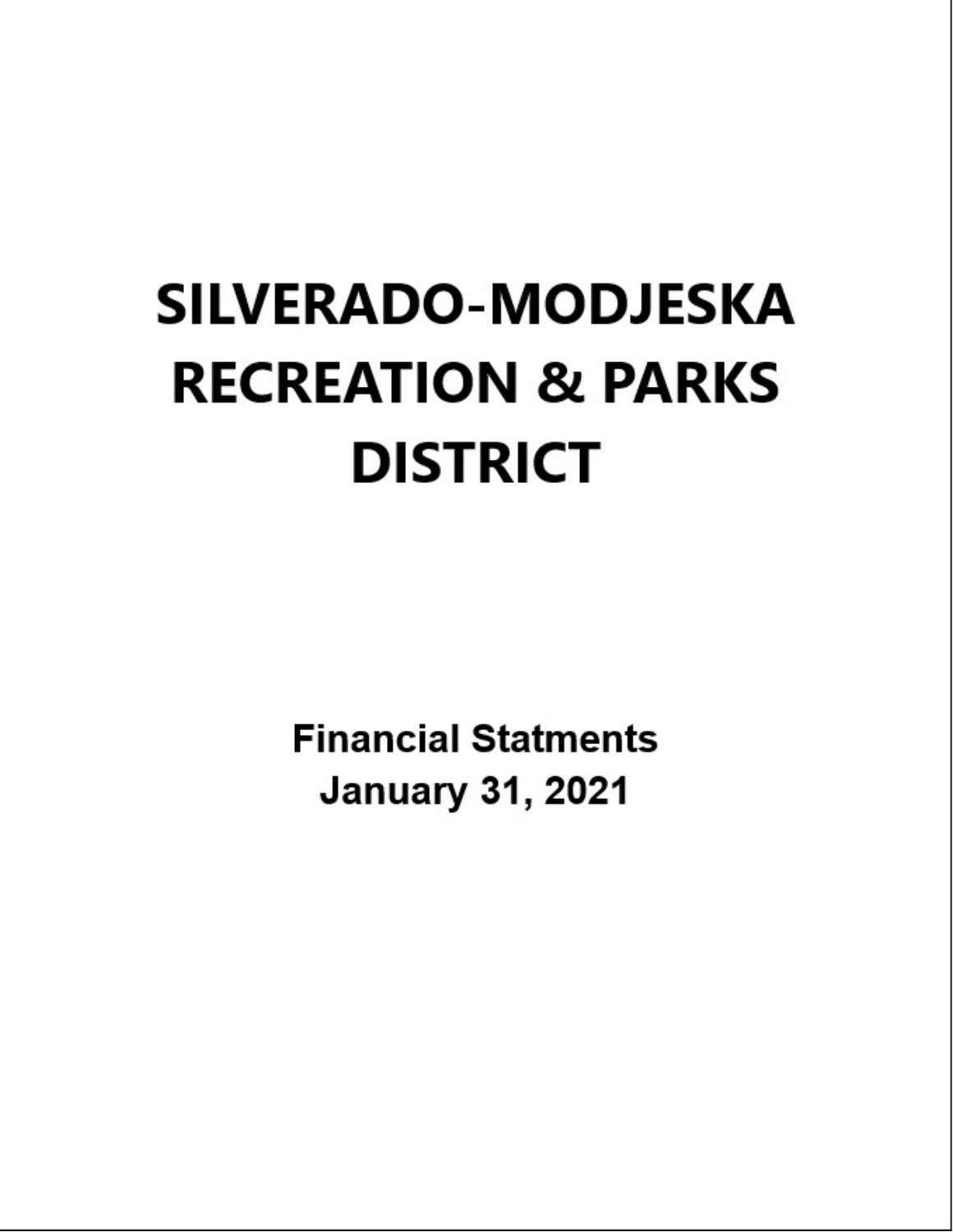# SILVERADO-MODJESKA RECREATION & PARKS DISTRICT

**Financial Statments**
**January 31, 2021**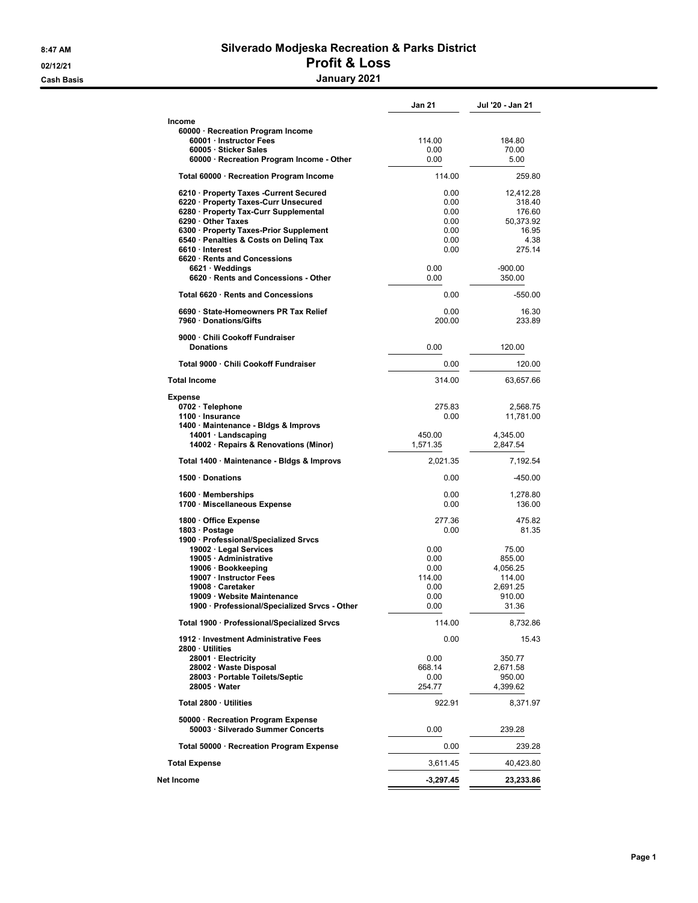8:47 AM

02/12/21

Cash Basis

# Silverado Modjeska Recreation & Parks District

## Profit & Loss

### January 2021

| | Jan 21 | Jul '20 - Jan 21 |
|---|---|---|
| **Income** | | |
| 60000 · Recreation Program Income | | |
| 60001 · Instructor Fees | 114.00 | 184.80 |
| 60005 · Sticker Sales | 0.00 | 70.00 |
| 60000 · Recreation Program Income - Other | 0.00 | 5.00 |
| **Total 60000 · Recreation Program Income** | 114.00 | 259.80 |
| 6210 · Property Taxes -Current Secured | 0.00 | 12,412.28 |
| 6220 · Property Taxes-Curr Unsecured | 0.00 | 318.40 |
| 6280 · Property Tax-Curr Supplemental | 0.00 | 176.60 |
| 6290 · Other Taxes | 0.00 | 50,373.92 |
| 6300 · Property Taxes-Prior Supplement | 0.00 | 16.95 |
| 6540 · Penalties & Costs on Delinq Tax | 0.00 | 4.38 |
| 6610 · Interest | 0.00 | 275.14 |
| 6620 · Rents and Concessions | | |
| 6621 · Weddings | 0.00 | -900.00 |
| 6620 · Rents and Concessions - Other | 0.00 | 350.00 |
| **Total 6620 · Rents and Concessions** | 0.00 | -550.00 |
| 6690 · State-Homeowners PR Tax Relief | 0.00 | 16.30 |
| 7960 · Donations/Gifts | 200.00 | 233.89 |
| 9000 · Chili Cookoff Fundraiser | | |
| Donations | 0.00 | 120.00 |
| **Total 9000 · Chili Cookoff Fundraiser** | 0.00 | 120.00 |
| **Total Income** | 314.00 | 63,657.66 |
| **Expense** | | |
| 0702 · Telephone | 275.83 | 2,568.75 |
| 1100 · Insurance | 0.00 | 11,781.00 |
| 1400 · Maintenance - Bldgs & Improvs | | |
| 14001 · Landscaping | 450.00 | 4,345.00 |
| 14002 · Repairs & Renovations (Minor) | 1,571.35 | 2,847.54 |
| **Total 1400 · Maintenance - Bldgs & Improvs** | 2,021.35 | 7,192.54 |
| 1500 · Donations | 0.00 | -450.00 |
| 1600 · Memberships | 0.00 | 1,278.80 |
| 1700 · Miscellaneous Expense | 0.00 | 136.00 |
| 1800 · Office Expense | 277.36 | 475.82 |
| 1803 · Postage | 0.00 | 81.35 |
| 1900 · Professional/Specialized Srvcs | | |
| 19002 · Legal Services | 0.00 | 75.00 |
| 19005 · Administrative | 0.00 | 855.00 |
| 19006 · Bookkeeping | 0.00 | 4,056.25 |
| 19007 · Instructor Fees | 114.00 | 114.00 |
| 19008 · Caretaker | 0.00 | 2,691.25 |
| 19009 · Website Maintenance | 0.00 | 910.00 |
| 1900 · Professional/Specialized Srvcs - Other | 0.00 | 31.36 |
| **Total 1900 · Professional/Specialized Srvcs** | 114.00 | 8,732.86 |
| 1912 · Investment Administrative Fees | 0.00 | 15.43 |
| 2800 · Utilities | | |
| 28001 · Electricity | 0.00 | 350.77 |
| 28002 · Waste Disposal | 668.14 | 2,671.58 |
| 28003 · Portable Toilets/Septic | 0.00 | 950.00 |
| 28005 · Water | 254.77 | 4,399.62 |
| **Total 2800 · Utilities** | 922.91 | 8,371.97 |
| 50000 · Recreation Program Expense | | |
| 50003 · Silverado Summer Concerts | 0.00 | 239.28 |
| **Total 50000 · Recreation Program Expense** | 0.00 | 239.28 |
| **Total Expense** | 3,611.45 | 40,423.80 |
| **Net Income** | **-3,297.45** | **23,233.86** |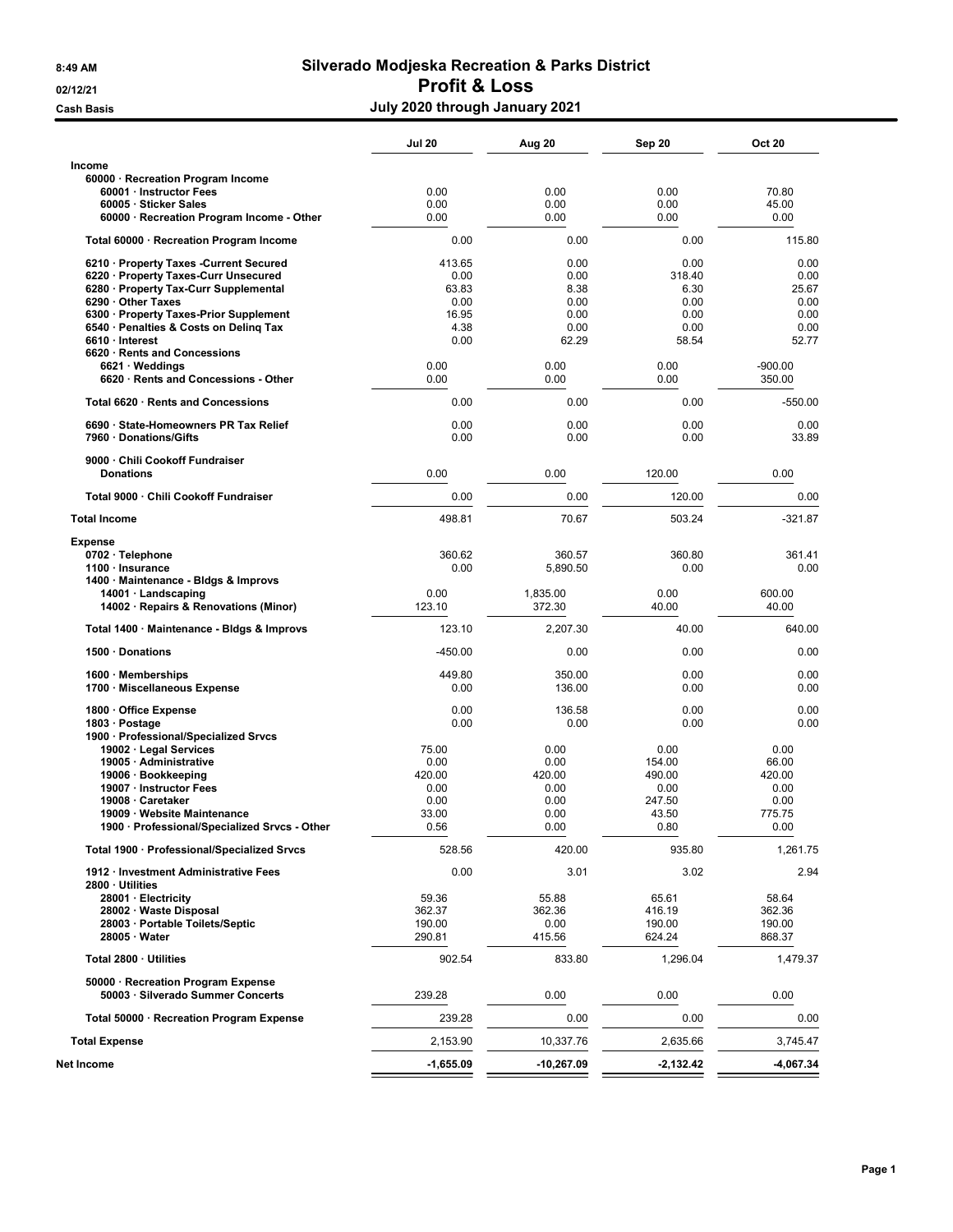# Silverado Modjeska Recreation & Parks District

## Profit & Loss

### July 2020 through January 2021

8:49 AM
02/12/21
Cash Basis

| | Jul 20 | Aug 20 | Sep 20 | Oct 20 |
|---|---|---|---|---|
| **Income** | | | | |
| 60000 · Recreation Program Income | | | | |
| 60001 · Instructor Fees | 0.00 | 0.00 | 0.00 | 70.80 |
| 60005 · Sticker Sales | 0.00 | 0.00 | 0.00 | 45.00 |
| 60000 · Recreation Program Income - Other | 0.00 | 0.00 | 0.00 | 0.00 |
| **Total 60000 · Recreation Program Income** | 0.00 | 0.00 | 0.00 | 115.80 |
| 6210 · Property Taxes -Current Secured | 413.65 | 0.00 | 0.00 | 0.00 |
| 6220 · Property Taxes-Curr Unsecured | 0.00 | 0.00 | 318.40 | 0.00 |
| 6280 · Property Tax-Curr Supplemental | 63.83 | 8.38 | 6.30 | 25.67 |
| 6290 · Other Taxes | 0.00 | 0.00 | 0.00 | 0.00 |
| 6300 · Property Taxes-Prior Supplement | 16.95 | 0.00 | 0.00 | 0.00 |
| 6540 · Penalties & Costs on Delinq Tax | 4.38 | 0.00 | 0.00 | 0.00 |
| 6610 · Interest | 0.00 | 62.29 | 58.54 | 52.77 |
| 6620 · Rents and Concessions | | | | |
| 6621 · Weddings | 0.00 | 0.00 | 0.00 | -900.00 |
| 6620 · Rents and Concessions - Other | 0.00 | 0.00 | 0.00 | 350.00 |
| **Total 6620 · Rents and Concessions** | 0.00 | 0.00 | 0.00 | -550.00 |
| 6690 · State-Homeowners PR Tax Relief | 0.00 | 0.00 | 0.00 | 0.00 |
| 7960 · Donations/Gifts | 0.00 | 0.00 | 0.00 | 33.89 |
| 9000 · Chili Cookoff Fundraiser | | | | |
| Donations | 0.00 | 0.00 | 120.00 | 0.00 |
| **Total 9000 · Chili Cookoff Fundraiser** | 0.00 | 0.00 | 120.00 | 0.00 |
| **Total Income** | 498.81 | 70.67 | 503.24 | -321.87 |
| **Expense** | | | | |
| 0702 · Telephone | 360.62 | 360.57 | 360.80 | 361.41 |
| 1100 · Insurance | 0.00 | 5,890.50 | 0.00 | 0.00 |
| 1400 · Maintenance - Bldgs & Improvs | | | | |
| 14001 · Landscaping | 0.00 | 1,835.00 | 0.00 | 600.00 |
| 14002 · Repairs & Renovations (Minor) | 123.10 | 372.30 | 40.00 | 40.00 |
| **Total 1400 · Maintenance - Bldgs & Improvs** | 123.10 | 2,207.30 | 40.00 | 640.00 |
| 1500 · Donations | -450.00 | 0.00 | 0.00 | 0.00 |
| 1600 · Memberships | 449.80 | 350.00 | 0.00 | 0.00 |
| 1700 · Miscellaneous Expense | 0.00 | 136.00 | 0.00 | 0.00 |
| 1800 · Office Expense | 0.00 | 136.58 | 0.00 | 0.00 |
| 1803 · Postage | 0.00 | 0.00 | 0.00 | 0.00 |
| 1900 · Professional/Specialized Srvcs | | | | |
| 19002 · Legal Services | 75.00 | 0.00 | 0.00 | 0.00 |
| 19005 · Administrative | 0.00 | 0.00 | 154.00 | 66.00 |
| 19006 · Bookkeeping | 420.00 | 420.00 | 490.00 | 420.00 |
| 19007 · Instructor Fees | 0.00 | 0.00 | 0.00 | 0.00 |
| 19008 · Caretaker | 0.00 | 0.00 | 247.50 | 0.00 |
| 19009 · Website Maintenance | 33.00 | 0.00 | 43.50 | 775.75 |
| 1900 · Professional/Specialized Srvcs - Other | 0.56 | 0.00 | 0.80 | 0.00 |
| **Total 1900 · Professional/Specialized Srvcs** | 528.56 | 420.00 | 935.80 | 1,261.75 |
| 1912 · Investment Administrative Fees | 0.00 | 3.01 | 3.02 | 2.94 |
| 2800 · Utilities | | | | |
| 28001 · Electricity | 59.36 | 55.88 | 65.61 | 58.64 |
| 28002 · Waste Disposal | 362.37 | 362.36 | 416.19 | 362.36 |
| 28003 · Portable Toilets/Septic | 190.00 | 0.00 | 190.00 | 190.00 |
| 28005 · Water | 290.81 | 415.56 | 624.24 | 868.37 |
| **Total 2800 · Utilities** | 902.54 | 833.80 | 1,296.04 | 1,479.37 |
| 50000 · Recreation Program Expense | | | | |
| 50003 · Silverado Summer Concerts | 239.28 | 0.00 | 0.00 | 0.00 |
| **Total 50000 · Recreation Program Expense** | 239.28 | 0.00 | 0.00 | 0.00 |
| **Total Expense** | 2,153.90 | 10,337.76 | 2,635.66 | 3,745.47 |
| **Net Income** | -1,655.09 | -10,267.09 | -2,132.42 | -4,067.34 |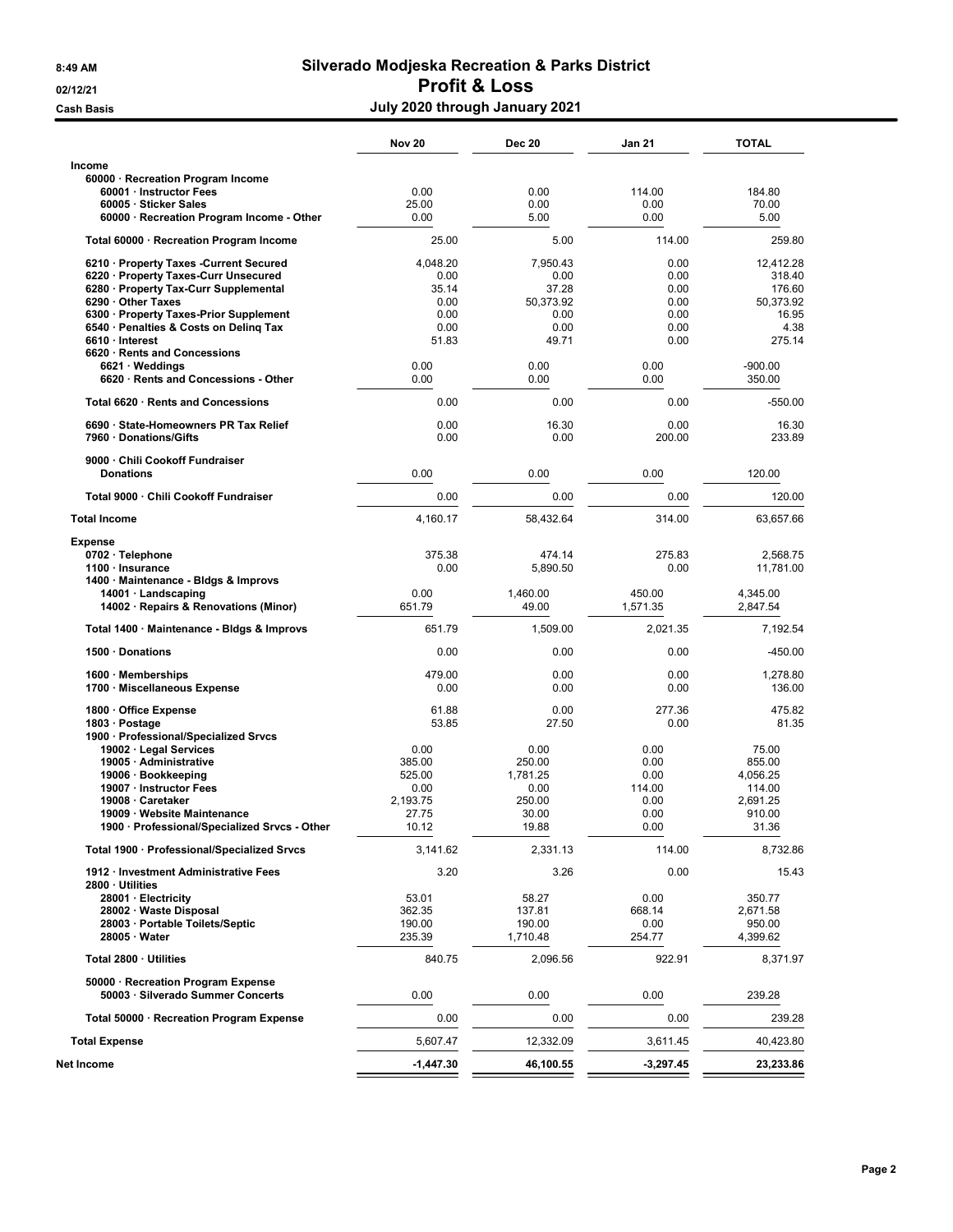# Silverado Modjeska Recreation & Parks District

## Profit & Loss

### July 2020 through January 2021

Cash Basis

|  | Nov 20 | Dec 20 | Jan 21 | TOTAL |
|---|---|---|---|---|
| **Income** | | | | |
| 60000 · Recreation Program Income | | | | |
| 60001 · Instructor Fees | 0.00 | 0.00 | 114.00 | 184.80 |
| 60005 · Sticker Sales | 25.00 | 0.00 | 0.00 | 70.00 |
| 60000 · Recreation Program Income - Other | 0.00 | 5.00 | 0.00 | 5.00 |
| Total 60000 · Recreation Program Income | 25.00 | 5.00 | 114.00 | 259.80 |
| 6210 · Property Taxes -Current Secured | 4,048.20 | 7,950.43 | 0.00 | 12,412.28 |
| 6220 · Property Taxes-Curr Unsecured | 0.00 | 0.00 | 0.00 | 318.40 |
| 6280 · Property Tax-Curr Supplemental | 35.14 | 37.28 | 0.00 | 176.60 |
| 6290 · Other Taxes | 0.00 | 50,373.92 | 0.00 | 50,373.92 |
| 6300 · Property Taxes-Prior Supplement | 0.00 | 0.00 | 0.00 | 16.95 |
| 6540 · Penalties & Costs on Delinq Tax | 0.00 | 0.00 | 0.00 | 4.38 |
| 6610 · Interest | 51.83 | 49.71 | 0.00 | 275.14 |
| 6620 · Rents and Concessions | | | | |
| 6621 · Weddings | 0.00 | 0.00 | 0.00 | -900.00 |
| 6620 · Rents and Concessions - Other | 0.00 | 0.00 | 0.00 | 350.00 |
| Total 6620 · Rents and Concessions | 0.00 | 0.00 | 0.00 | -550.00 |
| 6690 · State-Homeowners PR Tax Relief | 0.00 | 16.30 | 0.00 | 16.30 |
| 7960 · Donations/Gifts | 0.00 | 0.00 | 200.00 | 233.89 |
| 9000 · Chili Cookoff Fundraiser | | | | |
| Donations | 0.00 | 0.00 | 0.00 | 120.00 |
| Total 9000 · Chili Cookoff Fundraiser | 0.00 | 0.00 | 0.00 | 120.00 |
| **Total Income** | 4,160.17 | 58,432.64 | 314.00 | 63,657.66 |
| **Expense** | | | | |
| 0702 · Telephone | 375.38 | 474.14 | 275.83 | 2,568.75 |
| 1100 · Insurance | 0.00 | 5,890.50 | 0.00 | 11,781.00 |
| 1400 · Maintenance - Bldgs & Improvs | | | | |
| 14001 · Landscaping | 0.00 | 1,460.00 | 450.00 | 4,345.00 |
| 14002 · Repairs & Renovations (Minor) | 651.79 | 49.00 | 1,571.35 | 2,847.54 |
| Total 1400 · Maintenance - Bldgs & Improvs | 651.79 | 1,509.00 | 2,021.35 | 7,192.54 |
| 1500 · Donations | 0.00 | 0.00 | 0.00 | -450.00 |
| 1600 · Memberships | 479.00 | 0.00 | 0.00 | 1,278.80 |
| 1700 · Miscellaneous Expense | 0.00 | 0.00 | 0.00 | 136.00 |
| 1800 · Office Expense | 61.88 | 0.00 | 277.36 | 475.82 |
| 1803 · Postage | 53.85 | 27.50 | 0.00 | 81.35 |
| 1900 · Professional/Specialized Srvcs | | | | |
| 19002 · Legal Services | 0.00 | 0.00 | 0.00 | 75.00 |
| 19005 · Administrative | 385.00 | 250.00 | 0.00 | 855.00 |
| 19006 · Bookkeeping | 525.00 | 1,781.25 | 0.00 | 4,056.25 |
| 19007 · Instructor Fees | 0.00 | 0.00 | 114.00 | 114.00 |
| 19008 · Caretaker | 2,193.75 | 250.00 | 0.00 | 2,691.25 |
| 19009 · Website Maintenance | 27.75 | 30.00 | 0.00 | 910.00 |
| 1900 · Professional/Specialized Srvcs - Other | 10.12 | 19.88 | 0.00 | 31.36 |
| Total 1900 · Professional/Specialized Srvcs | 3,141.62 | 2,331.13 | 114.00 | 8,732.86 |
| 1912 · Investment Administrative Fees | 3.20 | 3.26 | 0.00 | 15.43 |
| 2800 · Utilities | | | | |
| 28001 · Electricity | 53.01 | 58.27 | 0.00 | 350.77 |
| 28002 · Waste Disposal | 362.35 | 137.81 | 668.14 | 2,671.58 |
| 28003 · Portable Toilets/Septic | 190.00 | 190.00 | 0.00 | 950.00 |
| 28005 · Water | 235.39 | 1,710.48 | 254.77 | 4,399.62 |
| Total 2800 · Utilities | 840.75 | 2,096.56 | 922.91 | 8,371.97 |
| 50000 · Recreation Program Expense | | | | |
| 50003 · Silverado Summer Concerts | 0.00 | 0.00 | 0.00 | 239.28 |
| Total 50000 · Recreation Program Expense | 0.00 | 0.00 | 0.00 | 239.28 |
| **Total Expense** | 5,607.47 | 12,332.09 | 3,611.45 | 40,423.80 |
| **Net Income** | -1,447.30 | 46,100.55 | -3,297.45 | 23,233.86 |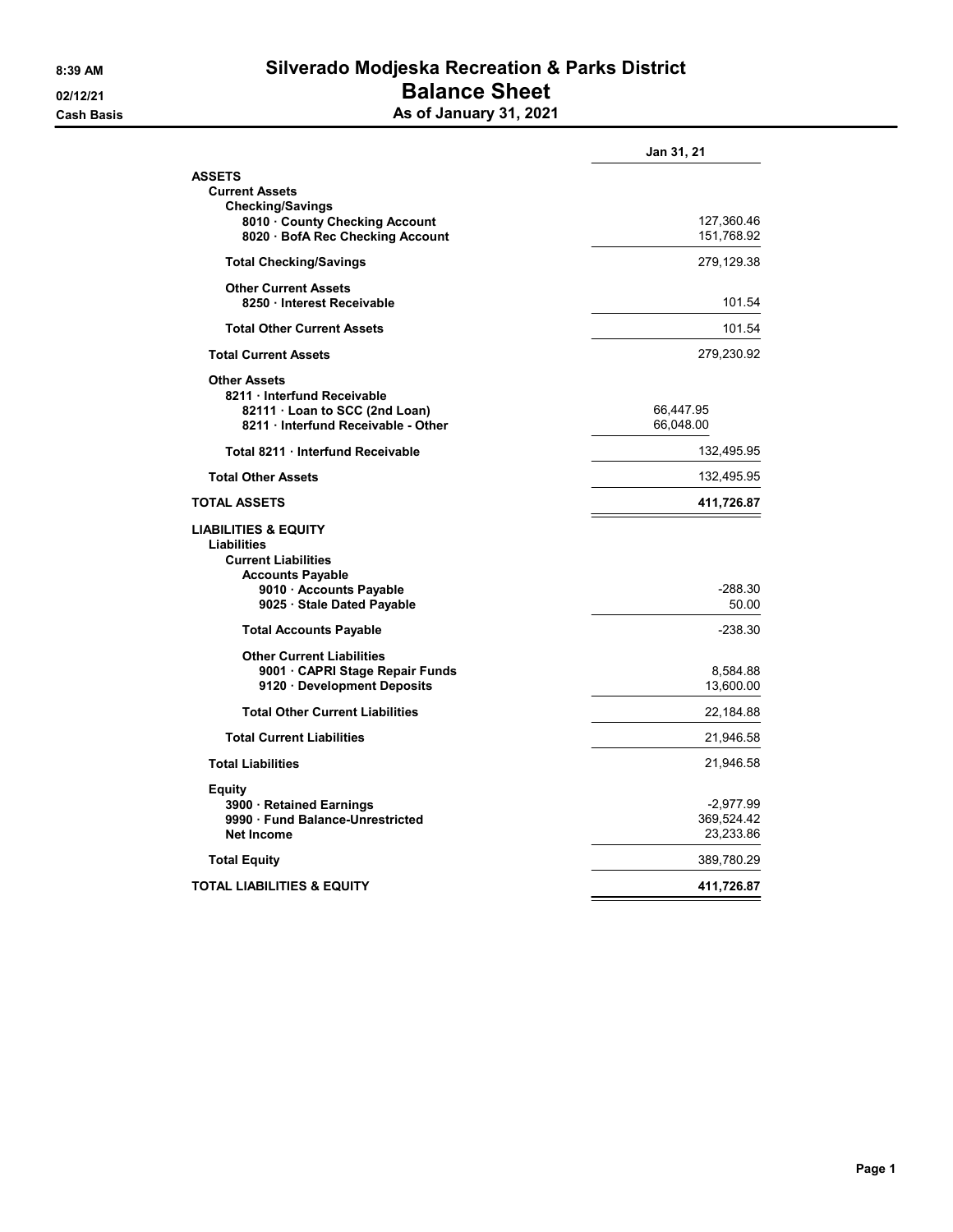8:39 AM
02/12/21
Cash Basis

# Silverado Modjeska Recreation & Parks District
## Balance Sheet
### As of January 31, 2021

| | | Jan 31, 21 |
|---|---|---|
| **ASSETS** | | |
| **Current Assets** | | |
| **Checking/Savings** | | |
| **8010 · County Checking Account** | | 127,360.46 |
| **8020 · BofA Rec Checking Account** | | 151,768.92 |
| **Total Checking/Savings** | | 279,129.38 |
| **Other Current Assets** | | |
| **8250 · Interest Receivable** | | 101.54 |
| **Total Other Current Assets** | | 101.54 |
| **Total Current Assets** | | 279,230.92 |
| **Other Assets** | | |
| **8211 · Interfund Receivable** | | |
| **82111 · Loan to SCC (2nd Loan)** | 66,447.95 | |
| **8211 · Interfund Receivable - Other** | 66,048.00 | |
| **Total 8211 · Interfund Receivable** | | 132,495.95 |
| **Total Other Assets** | | 132,495.95 |
| **TOTAL ASSETS** | | **411,726.87** |
| **LIABILITIES & EQUITY** | | |
| **Liabilities** | | |
| **Current Liabilities** | | |
| **Accounts Payable** | | |
| **9010 · Accounts Payable** | | -288.30 |
| **9025 · Stale Dated Payable** | | 50.00 |
| **Total Accounts Payable** | | -238.30 |
| **Other Current Liabilities** | | |
| **9001 · CAPRI Stage Repair Funds** | | 8,584.88 |
| **9120 · Development Deposits** | | 13,600.00 |
| **Total Other Current Liabilities** | | 22,184.88 |
| **Total Current Liabilities** | | 21,946.58 |
| **Total Liabilities** | | 21,946.58 |
| **Equity** | | |
| **3900 · Retained Earnings** | | -2,977.99 |
| **9990 · Fund Balance-Unrestricted** | | 369,524.42 |
| **Net Income** | | 23,233.86 |
| **Total Equity** | | 389,780.29 |
| **TOTAL LIABILITIES & EQUITY** | | **411,726.87** |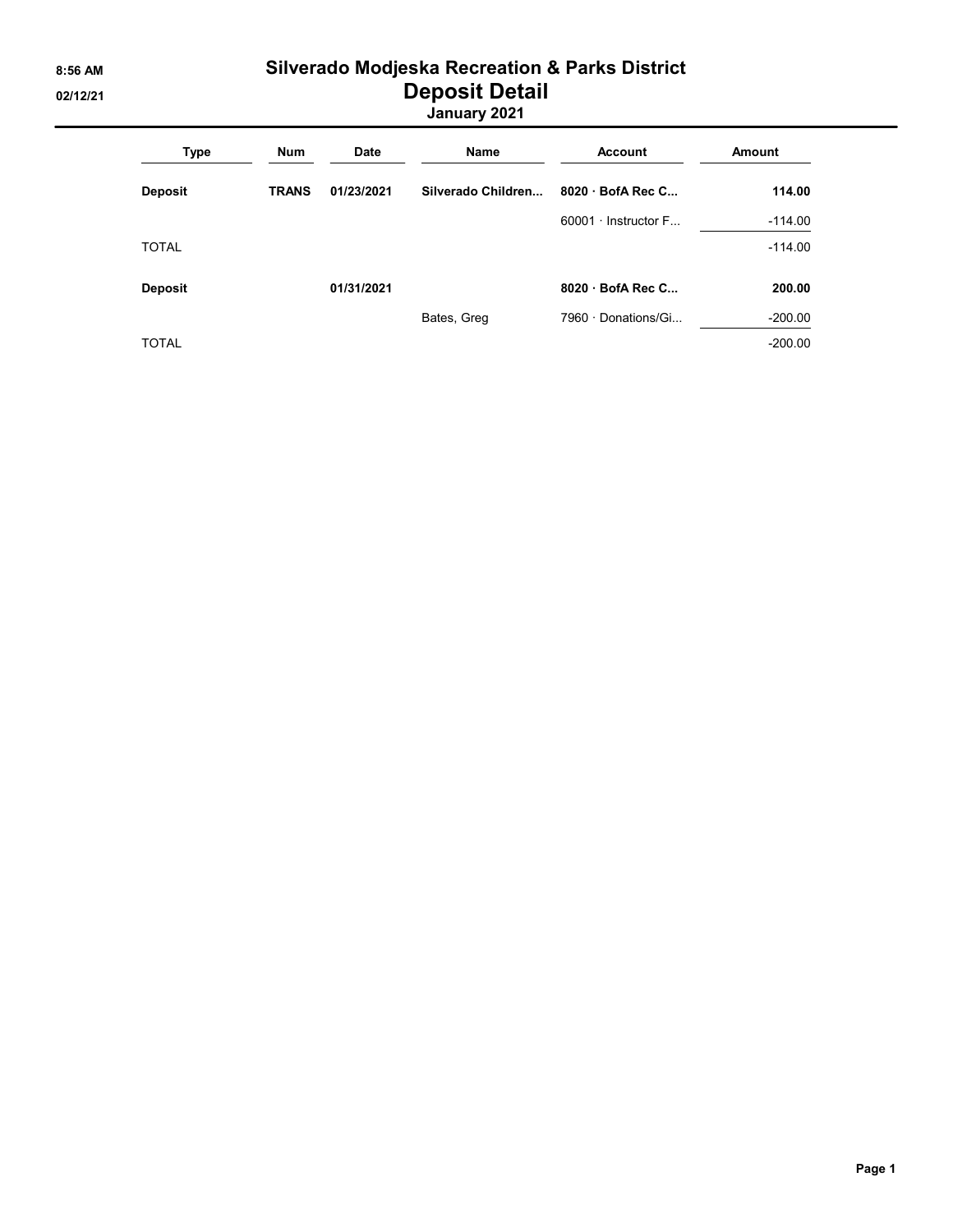8:56 AM
02/12/21

# Silverado Modjeska Recreation & Parks District
## Deposit Detail
### January 2021

| Type | Num | Date | Name | Account | Amount |
|---|---|---|---|---|---|
| **Deposit** | **TRANS** | **01/23/2021** | **Silverado Children...** | **8020 · BofA Rec C...** | **114.00** |
| | | | | 60001 · Instructor F... | -114.00 |
| TOTAL | | | | | -114.00 |
| **Deposit** | | **01/31/2021** | | **8020 · BofA Rec C...** | **200.00** |
| | | | Bates, Greg | 7960 · Donations/Gi... | -200.00 |
| TOTAL | | | | | -200.00 |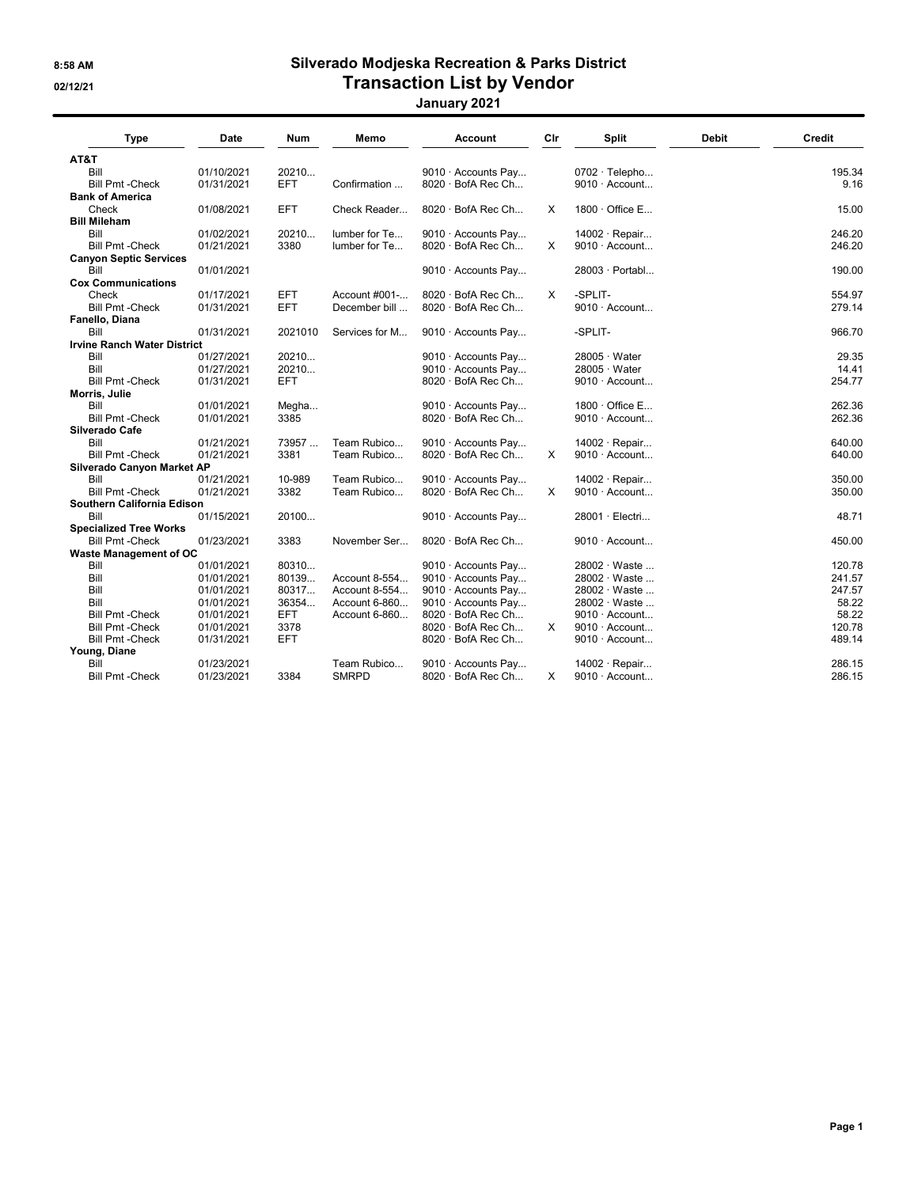# Silverado Modjeska Recreation & Parks District

## Transaction List by Vendor

### January 2021

| Type | Date | Num | Memo | Account | Clr | Split | Debit | Credit |
|---|---|---|---|---|---|---|---|---|
| **AT&T** | | | | | | | | |
| Bill | 01/10/2021 | 20210... | | 9010 · Accounts Pay... | | 0702 · Telepho... | | 195.34 |
| Bill Pmt -Check | 01/31/2021 | EFT | Confirmation ... | 8020 · BofA Rec Ch... | | 9010 · Account... | | 9.16 |
| **Bank of America** | | | | | | | | |
| Check | 01/08/2021 | EFT | Check Reader... | 8020 · BofA Rec Ch... | X | 1800 · Office E... | | 15.00 |
| **Bill Mileham** | | | | | | | | |
| Bill | 01/02/2021 | 20210... | lumber for Te... | 9010 · Accounts Pay... | | 14002 · Repair... | | 246.20 |
| Bill Pmt -Check | 01/21/2021 | 3380 | lumber for Te... | 8020 · BofA Rec Ch... | X | 9010 · Account... | | 246.20 |
| **Canyon Septic Services** | | | | | | | | |
| Bill | 01/01/2021 | | | 9010 · Accounts Pay... | | 28003 · Portabl... | | 190.00 |
| **Cox Communications** | | | | | | | | |
| Check | 01/17/2021 | EFT | Account #001-... | 8020 · BofA Rec Ch... | X | -SPLIT- | | 554.97 |
| Bill Pmt -Check | 01/31/2021 | EFT | December bill ... | 8020 · BofA Rec Ch... | | 9010 · Account... | | 279.14 |
| **Fanello, Diana** | | | | | | | | |
| Bill | 01/31/2021 | 2021010 | Services for M... | 9010 · Accounts Pay... | | -SPLIT- | | 966.70 |
| **Irvine Ranch Water District** | | | | | | | | |
| Bill | 01/27/2021 | 20210... | | 9010 · Accounts Pay... | | 28005 · Water | | 29.35 |
| Bill | 01/27/2021 | 20210... | | 9010 · Accounts Pay... | | 28005 · Water | | 14.41 |
| Bill Pmt -Check | 01/31/2021 | EFT | | 8020 · BofA Rec Ch... | | 9010 · Account... | | 254.77 |
| **Morris, Julie** | | | | | | | | |
| Bill | 01/01/2021 | Megha... | | 9010 · Accounts Pay... | | 1800 · Office E... | | 262.36 |
| Bill Pmt -Check | 01/01/2021 | 3385 | | 8020 · BofA Rec Ch... | | 9010 · Account... | | 262.36 |
| **Silverado Cafe** | | | | | | | | |
| Bill | 01/21/2021 | 73957 ... | Team Rubico... | 9010 · Accounts Pay... | | 14002 · Repair... | | 640.00 |
| Bill Pmt -Check | 01/21/2021 | 3381 | Team Rubico... | 8020 · BofA Rec Ch... | X | 9010 · Account... | | 640.00 |
| **Silverado Canyon Market AP** | | | | | | | | |
| Bill | 01/21/2021 | 10-989 | Team Rubico... | 9010 · Accounts Pay... | | 14002 · Repair... | | 350.00 |
| Bill Pmt -Check | 01/21/2021 | 3382 | Team Rubico... | 8020 · BofA Rec Ch... | X | 9010 · Account... | | 350.00 |
| **Southern California Edison** | | | | | | | | |
| Bill | 01/15/2021 | 20100... | | 9010 · Accounts Pay... | | 28001 · Electri... | | 48.71 |
| **Specialized Tree Works** | | | | | | | | |
| Bill Pmt -Check | 01/23/2021 | 3383 | November Ser... | 8020 · BofA Rec Ch... | | 9010 · Account... | | 450.00 |
| **Waste Management of OC** | | | | | | | | |
| Bill | 01/01/2021 | 80310... | | 9010 · Accounts Pay... | | 28002 · Waste ... | | 120.78 |
| Bill | 01/01/2021 | 80139... | Account 8-554... | 9010 · Accounts Pay... | | 28002 · Waste ... | | 241.57 |
| Bill | 01/01/2021 | 80317... | Account 8-554... | 9010 · Accounts Pay... | | 28002 · Waste ... | | 247.57 |
| Bill | 01/01/2021 | 36354... | Account 6-860... | 9010 · Accounts Pay... | | 28002 · Waste ... | | 58.22 |
| Bill Pmt -Check | 01/01/2021 | EFT | Account 6-860... | 8020 · BofA Rec Ch... | | 9010 · Account... | | 58.22 |
| Bill Pmt -Check | 01/01/2021 | 3378 | | 8020 · BofA Rec Ch... | X | 9010 · Account... | | 120.78 |
| Bill Pmt -Check | 01/31/2021 | EFT | | 8020 · BofA Rec Ch... | | 9010 · Account... | | 489.14 |
| **Young, Diane** | | | | | | | | |
| Bill | 01/23/2021 | | Team Rubico... | 9010 · Accounts Pay... | | 14002 · Repair... | | 286.15 |
| Bill Pmt -Check | 01/23/2021 | 3384 | SMRPD | 8020 · BofA Rec Ch... | X | 9010 · Account... | | 286.15 |